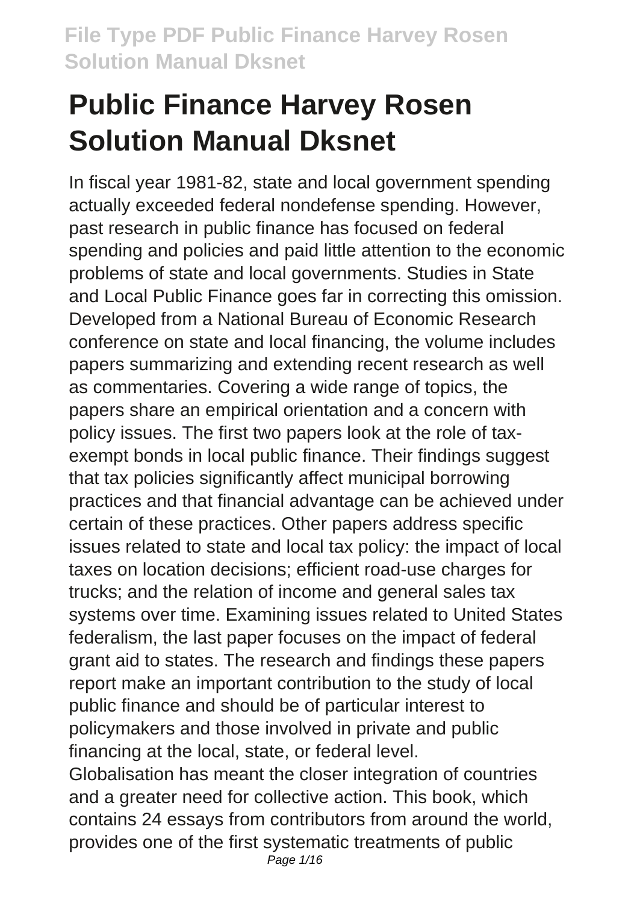# Public Finance Harvey Rosen Solution Manual Dksnet

In fiscal year 1981-82, state and local government spending actually exceeded federal nondefense spending. However, past research in public finance has focused on federal spending and policies and paid little attention to the economic problems of state and local governments. Studies in State and Local Public Finance goes far in correcting this omission. Developed from a National Bureau of Economic Research conference on state and local financing, the volume includes papers summarizing and extending recent research as well as commentaries. Covering a wide range of topics, the papers share an empirical orientation and a concern with policy issues. The first two papers look at the role of tax-exempt bonds in local public finance. Their findings suggest that tax policies significantly affect municipal borrowing practices and that financial advantage can be achieved under certain of these practices. Other papers address specific issues related to state and local tax policy: the impact of local taxes on location decisions; efficient road-use charges for trucks; and the relation of income and general sales tax systems over time. Examining issues related to United States federalism, the last paper focuses on the impact of federal grant aid to states. The research and findings these papers report make an important contribution to the study of local public finance and should be of particular interest to policymakers and those involved in private and public financing at the local, state, or federal level.

Globalisation has meant the closer integration of countries and a greater need for collective action. This book, which contains 24 essays from contributors from around the world, provides one of the first systematic treatments of public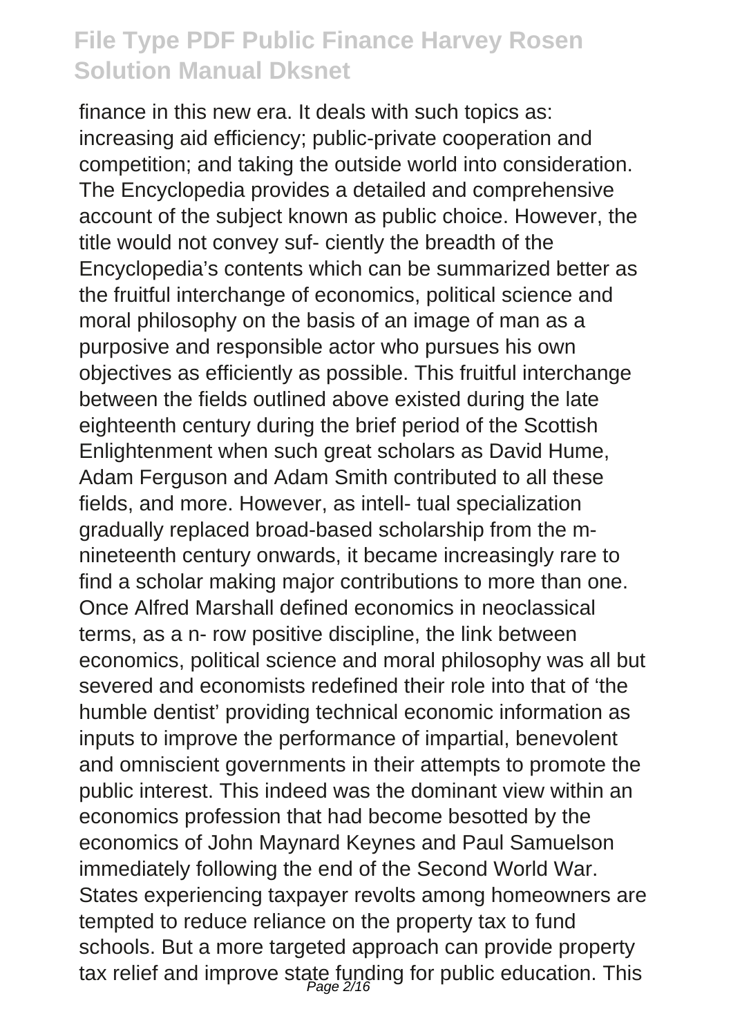finance in this new era. It deals with such topics as: increasing aid efficiency; public-private cooperation and competition; and taking the outside world into consideration. The Encyclopedia provides a detailed and comprehensive account of the subject known as public choice. However, the title would not convey suf- ciently the breadth of the Encyclopedia's contents which can be summarized better as the fruitful interchange of economics, political science and moral philosophy on the basis of an image of man as a purposive and responsible actor who pursues his own objectives as efficiently as possible. This fruitful interchange between the fields outlined above existed during the late eighteenth century during the brief period of the Scottish Enlightenment when such great scholars as David Hume, Adam Ferguson and Adam Smith contributed to all these fields, and more. However, as intell- tual specialization gradually replaced broad-based scholarship from the m- nineteenth century onwards, it became increasingly rare to find a scholar making major contributions to more than one. Once Alfred Marshall defined economics in neoclassical terms, as a n- row positive discipline, the link between economics, political science and moral philosophy was all but severed and economists redefined their role into that of 'the humble dentist' providing technical economic information as inputs to improve the performance of impartial, benevolent and omniscient governments in their attempts to promote the public interest. This indeed was the dominant view within an economics profession that had become besotted by the economics of John Maynard Keynes and Paul Samuelson immediately following the end of the Second World War. States experiencing taxpayer revolts among homeowners are tempted to reduce reliance on the property tax to fund schools. But a more targeted approach can provide property tax relief and improve state funding for public education. This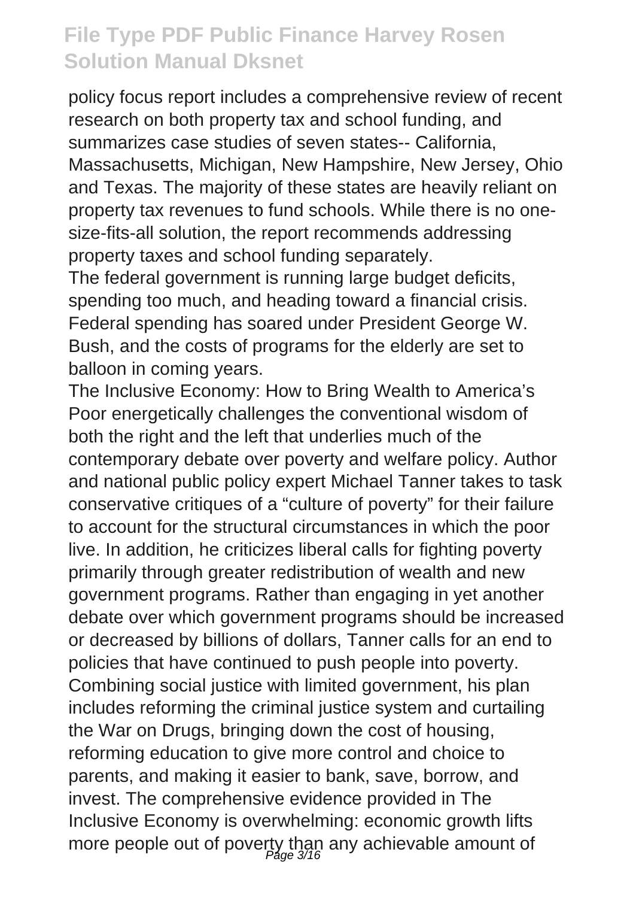policy focus report includes a comprehensive review of recent research on both property tax and school funding, and summarizes case studies of seven states-- California, Massachusetts, Michigan, New Hampshire, New Jersey, Ohio and Texas. The majority of these states are heavily reliant on property tax revenues to fund schools. While there is no one-size-fits-all solution, the report recommends addressing property taxes and school funding separately.

The federal government is running large budget deficits, spending too much, and heading toward a financial crisis. Federal spending has soared under President George W. Bush, and the costs of programs for the elderly are set to balloon in coming years.

The Inclusive Economy: How to Bring Wealth to America's Poor energetically challenges the conventional wisdom of both the right and the left that underlies much of the contemporary debate over poverty and welfare policy. Author and national public policy expert Michael Tanner takes to task conservative critiques of a "culture of poverty" for their failure to account for the structural circumstances in which the poor live. In addition, he criticizes liberal calls for fighting poverty primarily through greater redistribution of wealth and new government programs. Rather than engaging in yet another debate over which government programs should be increased or decreased by billions of dollars, Tanner calls for an end to policies that have continued to push people into poverty. Combining social justice with limited government, his plan includes reforming the criminal justice system and curtailing the War on Drugs, bringing down the cost of housing, reforming education to give more control and choice to parents, and making it easier to bank, save, borrow, and invest. The comprehensive evidence provided in The Inclusive Economy is overwhelming: economic growth lifts more people out of poverty than any achievable amount of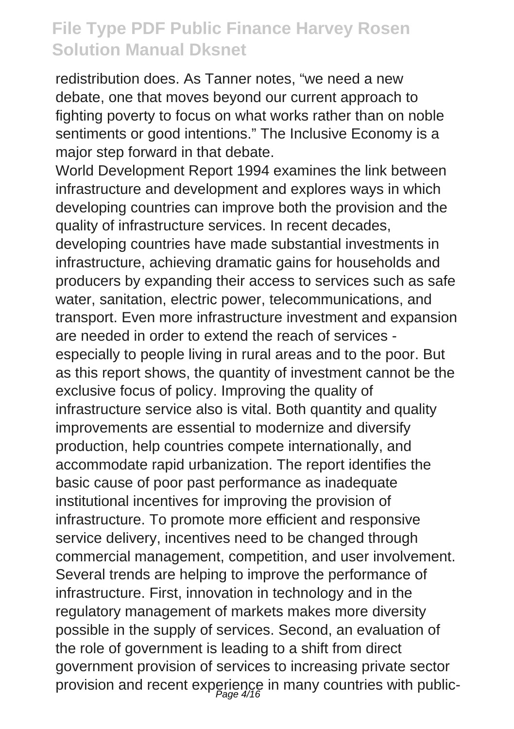redistribution does. As Tanner notes, “we need a new debate, one that moves beyond our current approach to fighting poverty to focus on what works rather than on noble sentiments or good intentions.” The Inclusive Economy is a major step forward in that debate.

World Development Report 1994 examines the link between infrastructure and development and explores ways in which developing countries can improve both the provision and the quality of infrastructure services. In recent decades, developing countries have made substantial investments in infrastructure, achieving dramatic gains for households and producers by expanding their access to services such as safe water, sanitation, electric power, telecommunications, and transport. Even more infrastructure investment and expansion are needed in order to extend the reach of services - especially to people living in rural areas and to the poor. But as this report shows, the quantity of investment cannot be the exclusive focus of policy. Improving the quality of infrastructure service also is vital. Both quantity and quality improvements are essential to modernize and diversify production, help countries compete internationally, and accommodate rapid urbanization. The report identifies the basic cause of poor past performance as inadequate institutional incentives for improving the provision of infrastructure. To promote more efficient and responsive service delivery, incentives need to be changed through commercial management, competition, and user involvement. Several trends are helping to improve the performance of infrastructure. First, innovation in technology and in the regulatory management of markets makes more diversity possible in the supply of services. Second, an evaluation of the role of government is leading to a shift from direct government provision of services to increasing private sector provision and recent experience in many countries with public-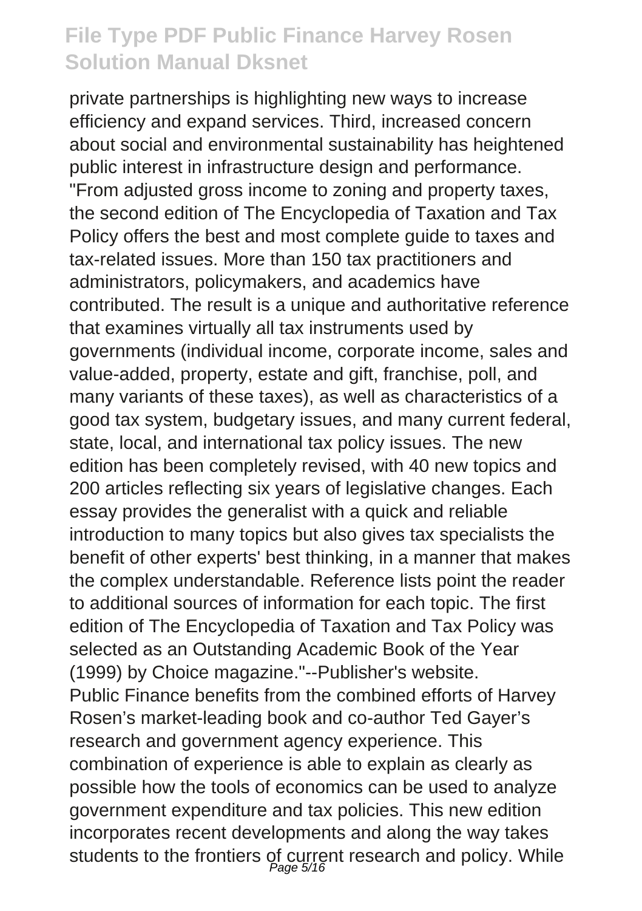private partnerships is highlighting new ways to increase efficiency and expand services. Third, increased concern about social and environmental sustainability has heightened public interest in infrastructure design and performance.

"From adjusted gross income to zoning and property taxes, the second edition of The Encyclopedia of Taxation and Tax Policy offers the best and most complete guide to taxes and tax-related issues. More than 150 tax practitioners and administrators, policymakers, and academics have contributed. The result is a unique and authoritative reference that examines virtually all tax instruments used by governments (individual income, corporate income, sales and value-added, property, estate and gift, franchise, poll, and many variants of these taxes), as well as characteristics of a good tax system, budgetary issues, and many current federal, state, local, and international tax policy issues. The new edition has been completely revised, with 40 new topics and 200 articles reflecting six years of legislative changes. Each essay provides the generalist with a quick and reliable introduction to many topics but also gives tax specialists the benefit of other experts' best thinking, in a manner that makes the complex understandable. Reference lists point the reader to additional sources of information for each topic. The first edition of The Encyclopedia of Taxation and Tax Policy was selected as an Outstanding Academic Book of the Year (1999) by Choice magazine."--Publisher's website.

Public Finance benefits from the combined efforts of Harvey Rosen's market-leading book and co-author Ted Gayer's research and government agency experience. This combination of experience is able to explain as clearly as possible how the tools of economics can be used to analyze government expenditure and tax policies. This new edition incorporates recent developments and along the way takes students to the frontiers of current research and policy. While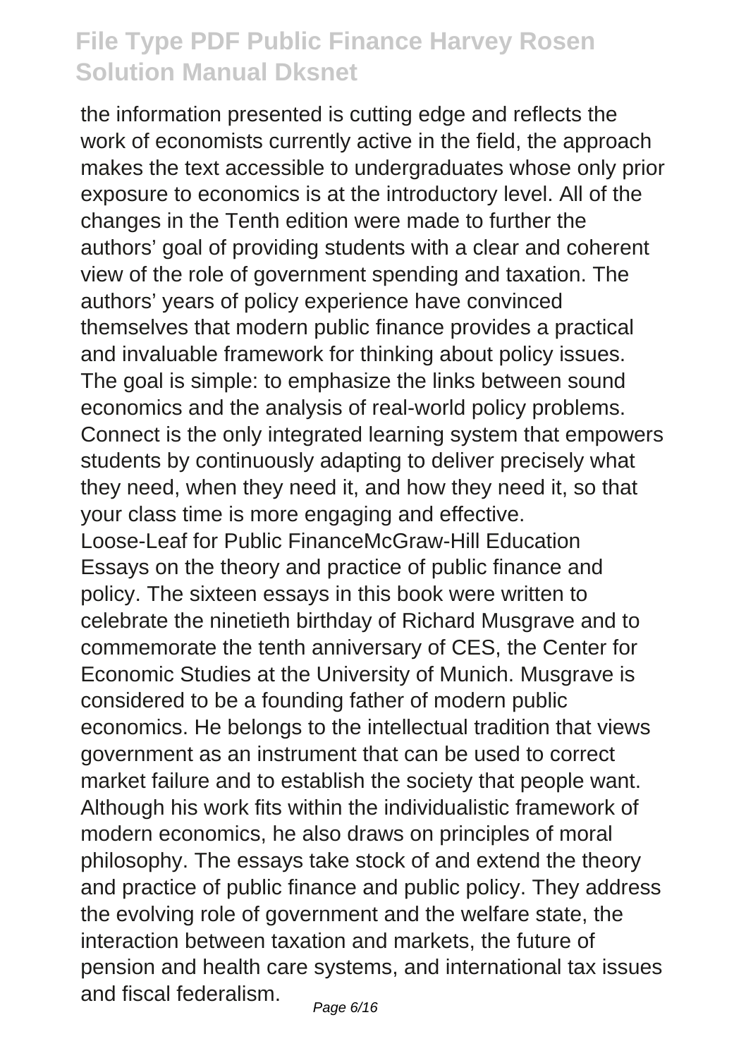the information presented is cutting edge and reflects the work of economists currently active in the field, the approach makes the text accessible to undergraduates whose only prior exposure to economics is at the introductory level. All of the changes in the Tenth edition were made to further the authors' goal of providing students with a clear and coherent view of the role of government spending and taxation. The authors' years of policy experience have convinced themselves that modern public finance provides a practical and invaluable framework for thinking about policy issues. The goal is simple: to emphasize the links between sound economics and the analysis of real-world policy problems. Connect is the only integrated learning system that empowers students by continuously adapting to deliver precisely what they need, when they need it, and how they need it, so that your class time is more engaging and effective.

Loose-Leaf for Public FinanceMcGraw-Hill Education

Essays on the theory and practice of public finance and policy. The sixteen essays in this book were written to celebrate the ninetieth birthday of Richard Musgrave and to commemorate the tenth anniversary of CES, the Center for Economic Studies at the University of Munich. Musgrave is considered to be a founding father of modern public economics. He belongs to the intellectual tradition that views government as an instrument that can be used to correct market failure and to establish the society that people want. Although his work fits within the individualistic framework of modern economics, he also draws on principles of moral philosophy. The essays take stock of and extend the theory and practice of public finance and public policy. They address the evolving role of government and the welfare state, the interaction between taxation and markets, the future of pension and health care systems, and international tax issues and fiscal federalism.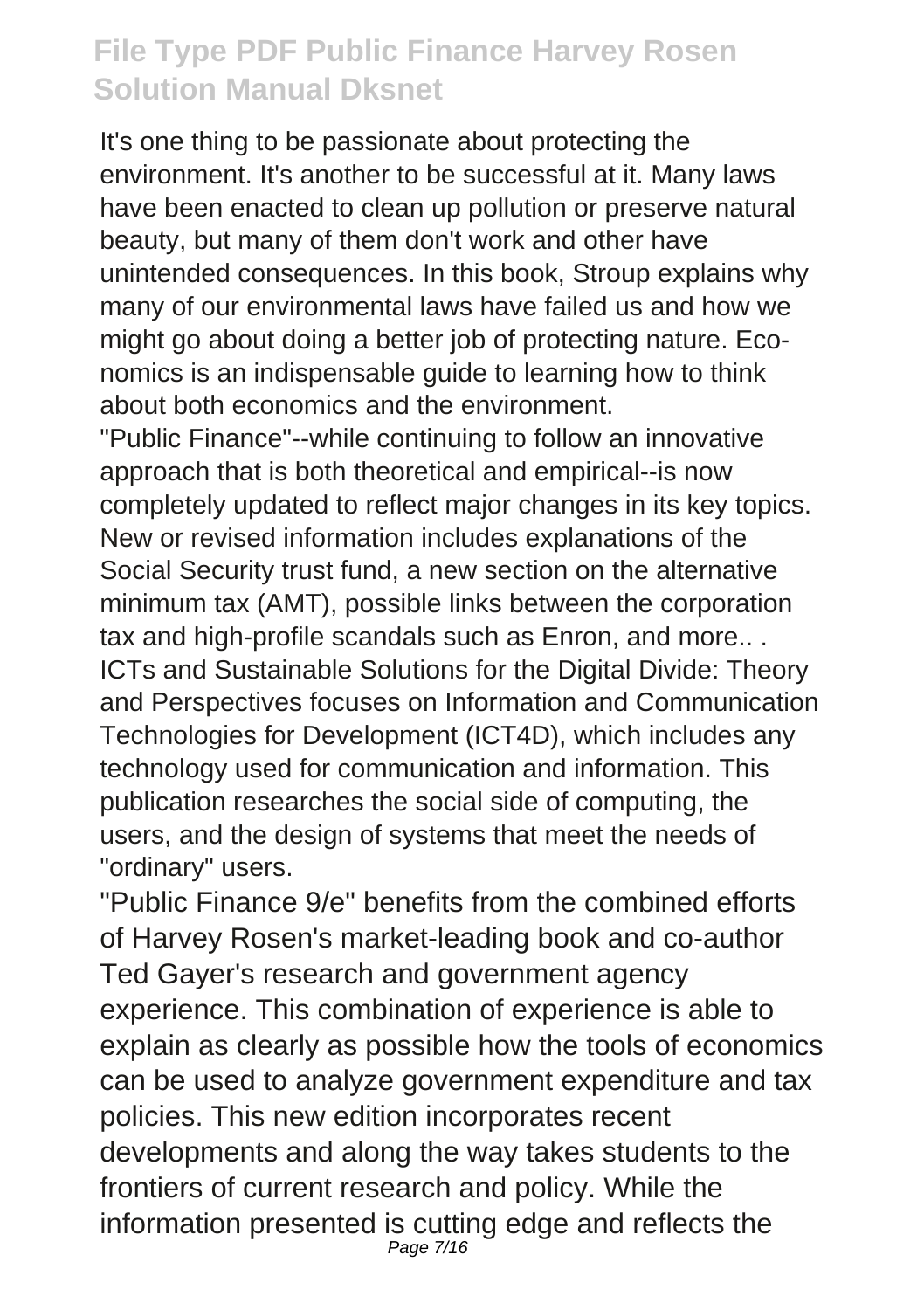It's one thing to be passionate about protecting the environment. It's another to be successful at it. Many laws have been enacted to clean up pollution or preserve natural beauty, but many of them don't work and other have unintended consequences. In this book, Stroup explains why many of our environmental laws have failed us and how we might go about doing a better job of protecting nature. Eco-nomics is an indispensable guide to learning how to think about both economics and the environment.

"Public Finance"--while continuing to follow an innovative approach that is both theoretical and empirical--is now completely updated to reflect major changes in its key topics. New or revised information includes explanations of the Social Security trust fund, a new section on the alternative minimum tax (AMT), possible links between the corporation tax and high-profile scandals such as Enron, and more.. .

ICTs and Sustainable Solutions for the Digital Divide: Theory and Perspectives focuses on Information and Communication Technologies for Development (ICT4D), which includes any technology used for communication and information. This publication researches the social side of computing, the users, and the design of systems that meet the needs of "ordinary" users.

"Public Finance 9/e" benefits from the combined efforts of Harvey Rosen's market-leading book and co-author Ted Gayer's research and government agency experience. This combination of experience is able to explain as clearly as possible how the tools of economics can be used to analyze government expenditure and tax policies. This new edition incorporates recent developments and along the way takes students to the frontiers of current research and policy. While the information presented is cutting edge and reflects the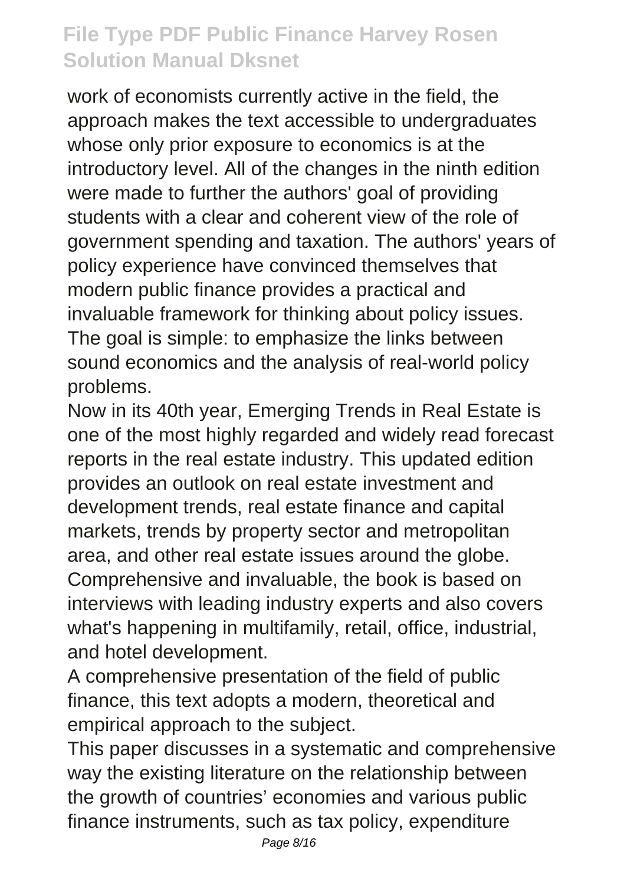work of economists currently active in the field, the approach makes the text accessible to undergraduates whose only prior exposure to economics is at the introductory level. All of the changes in the ninth edition were made to further the authors' goal of providing students with a clear and coherent view of the role of government spending and taxation. The authors' years of policy experience have convinced themselves that modern public finance provides a practical and invaluable framework for thinking about policy issues. The goal is simple: to emphasize the links between sound economics and the analysis of real-world policy problems.

Now in its 40th year, Emerging Trends in Real Estate is one of the most highly regarded and widely read forecast reports in the real estate industry. This updated edition provides an outlook on real estate investment and development trends, real estate finance and capital markets, trends by property sector and metropolitan area, and other real estate issues around the globe. Comprehensive and invaluable, the book is based on interviews with leading industry experts and also covers what's happening in multifamily, retail, office, industrial, and hotel development.

A comprehensive presentation of the field of public finance, this text adopts a modern, theoretical and empirical approach to the subject.

This paper discusses in a systematic and comprehensive way the existing literature on the relationship between the growth of countries' economies and various public finance instruments, such as tax policy, expenditure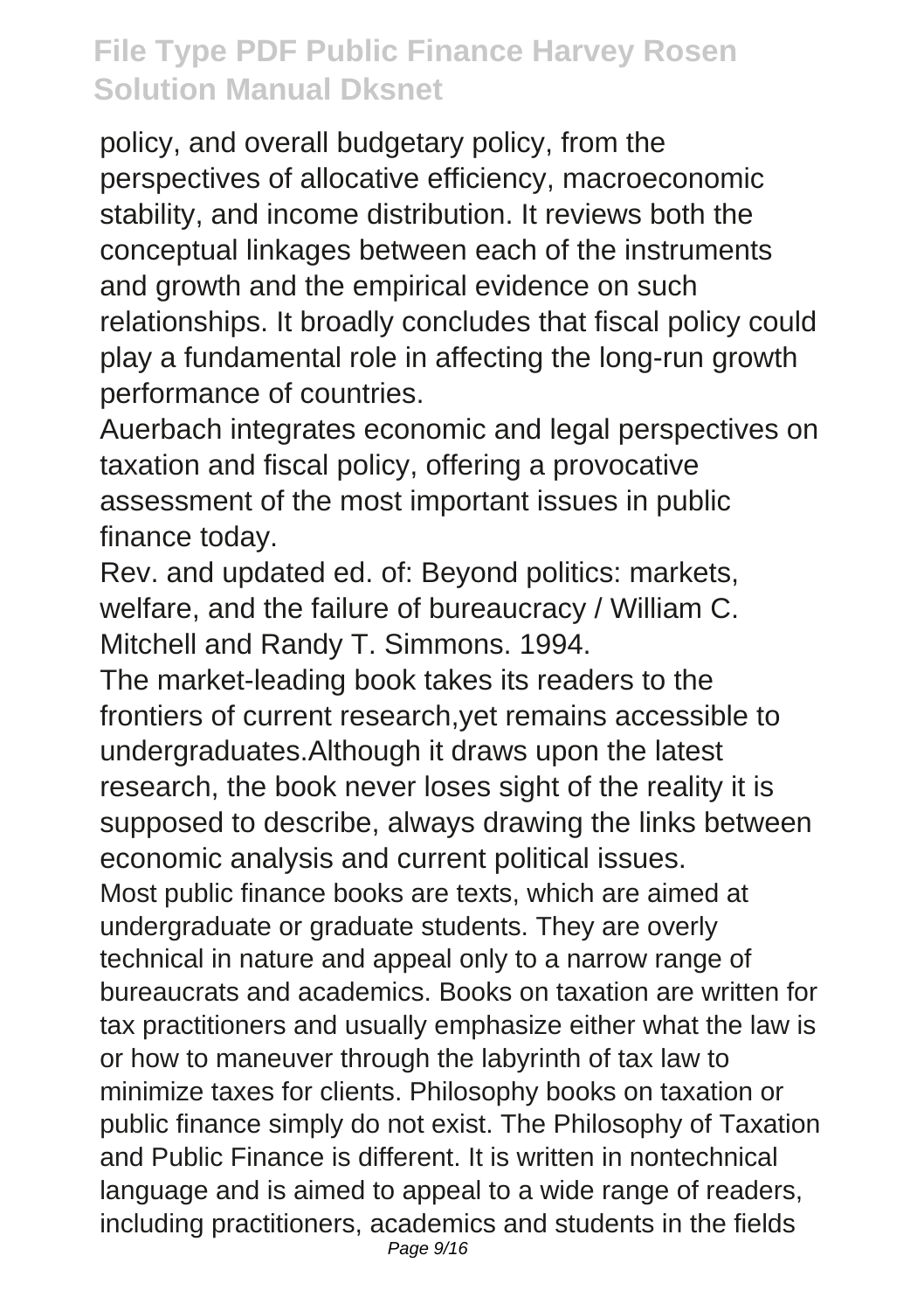policy, and overall budgetary policy, from the perspectives of allocative efficiency, macroeconomic stability, and income distribution. It reviews both the conceptual linkages between each of the instruments and growth and the empirical evidence on such relationships. It broadly concludes that fiscal policy could play a fundamental role in affecting the long-run growth performance of countries.

Auerbach integrates economic and legal perspectives on taxation and fiscal policy, offering a provocative assessment of the most important issues in public finance today.

Rev. and updated ed. of: Beyond politics: markets, welfare, and the failure of bureaucracy / William C. Mitchell and Randy T. Simmons. 1994.

The market-leading book takes its readers to the frontiers of current research,yet remains accessible to undergraduates.Although it draws upon the latest research, the book never loses sight of the reality it is supposed to describe, always drawing the links between economic analysis and current political issues.

Most public finance books are texts, which are aimed at undergraduate or graduate students. They are overly technical in nature and appeal only to a narrow range of bureaucrats and academics. Books on taxation are written for tax practitioners and usually emphasize either what the law is or how to maneuver through the labyrinth of tax law to minimize taxes for clients. Philosophy books on taxation or public finance simply do not exist. The Philosophy of Taxation and Public Finance is different. It is written in nontechnical language and is aimed to appeal to a wide range of readers, including practitioners, academics and students in the fields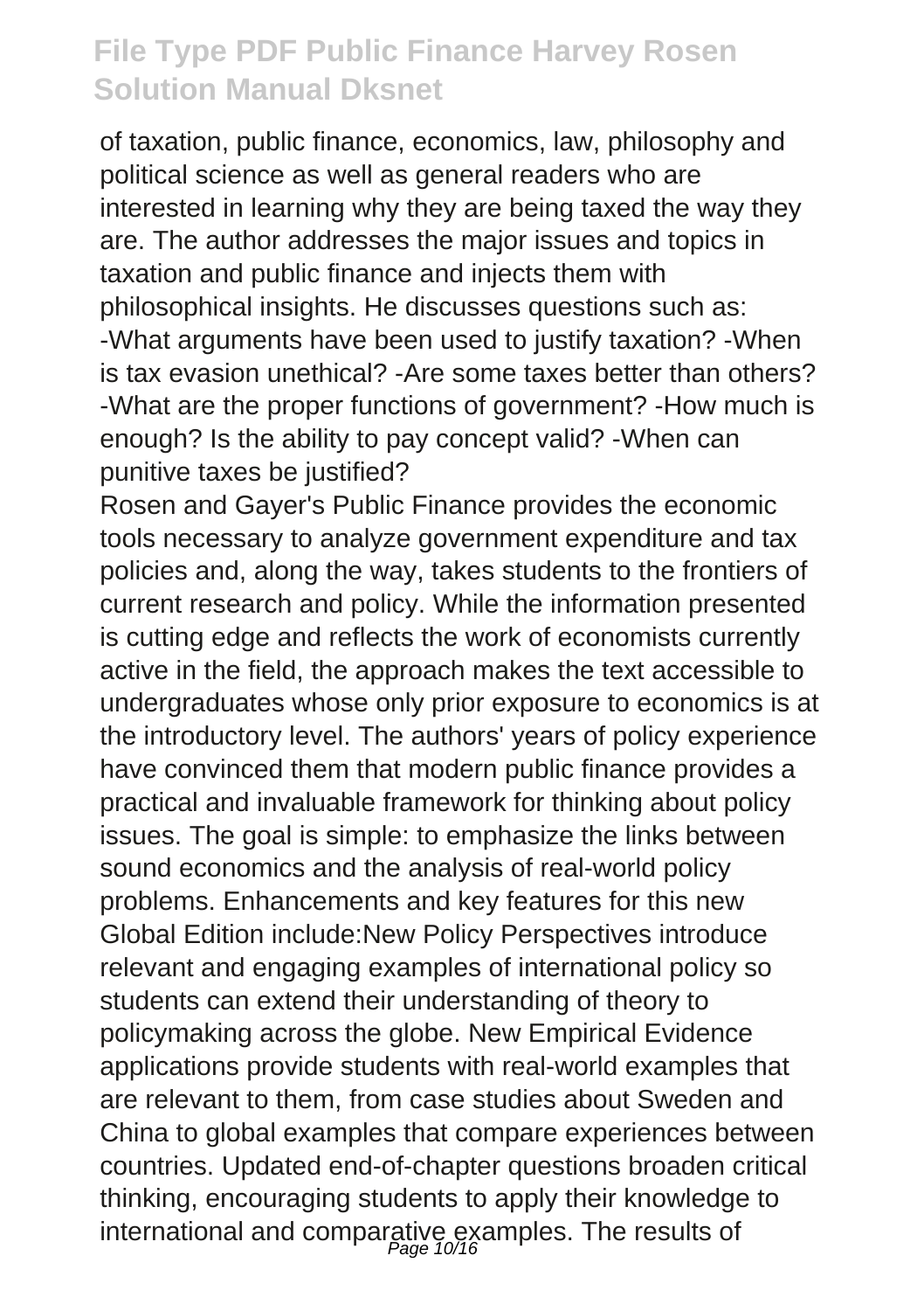of taxation, public finance, economics, law, philosophy and political science as well as general readers who are interested in learning why they are being taxed the way they are. The author addresses the major issues and topics in taxation and public finance and injects them with philosophical insights. He discusses questions such as: -What arguments have been used to justify taxation? -When is tax evasion unethical? -Are some taxes better than others? -What are the proper functions of government? -How much is enough? Is the ability to pay concept valid? -When can punitive taxes be justified?

Rosen and Gayer's Public Finance provides the economic tools necessary to analyze government expenditure and tax policies and, along the way, takes students to the frontiers of current research and policy. While the information presented is cutting edge and reflects the work of economists currently active in the field, the approach makes the text accessible to undergraduates whose only prior exposure to economics is at the introductory level. The authors' years of policy experience have convinced them that modern public finance provides a practical and invaluable framework for thinking about policy issues. The goal is simple: to emphasize the links between sound economics and the analysis of real-world policy problems. Enhancements and key features for this new Global Edition include:New Policy Perspectives introduce relevant and engaging examples of international policy so students can extend their understanding of theory to policymaking across the globe. New Empirical Evidence applications provide students with real-world examples that are relevant to them, from case studies about Sweden and China to global examples that compare experiences between countries. Updated end-of-chapter questions broaden critical thinking, encouraging students to apply their knowledge to international and comparative examples. The results of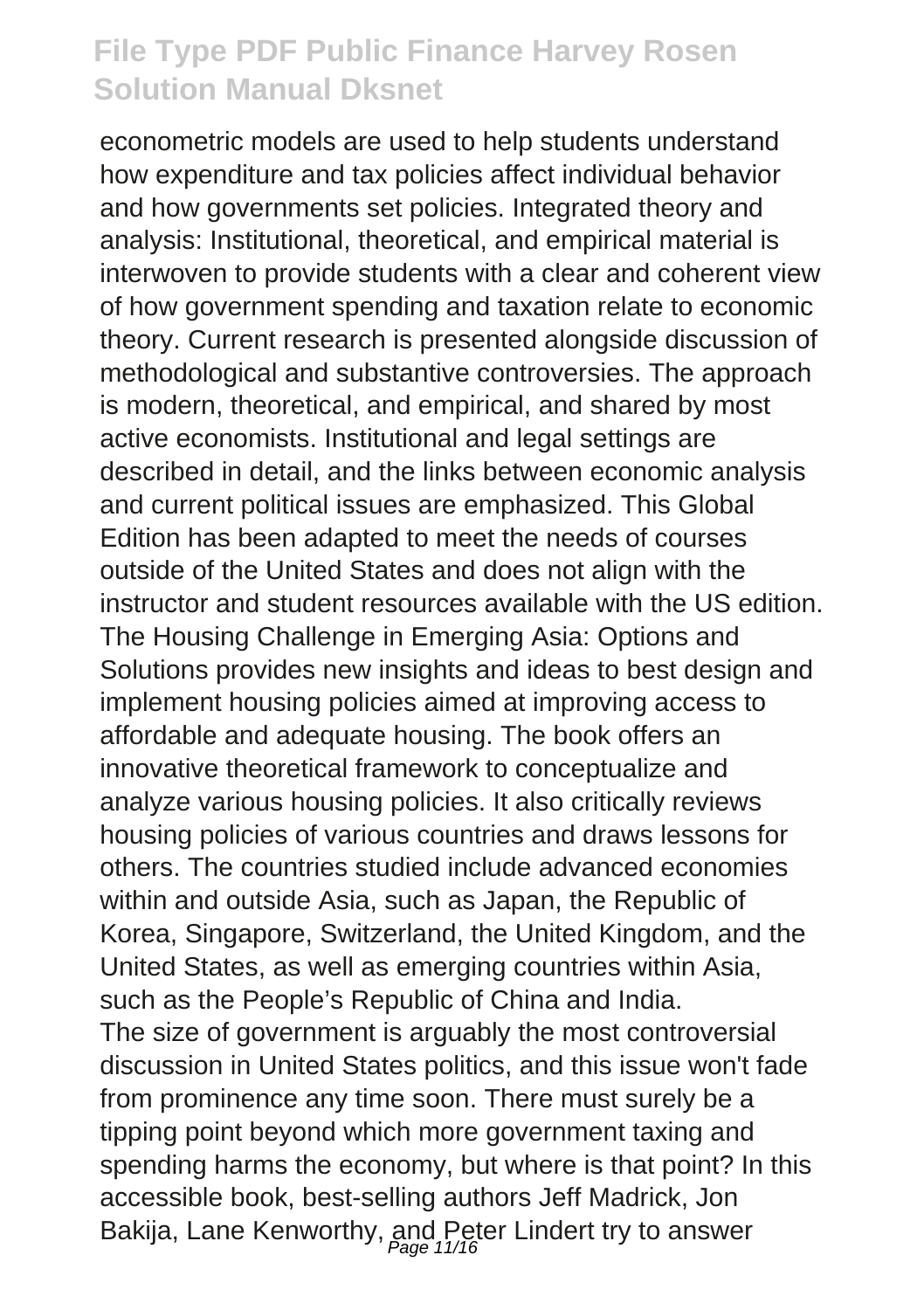econometric models are used to help students understand how expenditure and tax policies affect individual behavior and how governments set policies. Integrated theory and analysis: Institutional, theoretical, and empirical material is interwoven to provide students with a clear and coherent view of how government spending and taxation relate to economic theory. Current research is presented alongside discussion of methodological and substantive controversies. The approach is modern, theoretical, and empirical, and shared by most active economists. Institutional and legal settings are described in detail, and the links between economic analysis and current political issues are emphasized. This Global Edition has been adapted to meet the needs of courses outside of the United States and does not align with the instructor and student resources available with the US edition.
The Housing Challenge in Emerging Asia: Options and Solutions provides new insights and ideas to best design and implement housing policies aimed at improving access to affordable and adequate housing. The book offers an innovative theoretical framework to conceptualize and analyze various housing policies. It also critically reviews housing policies of various countries and draws lessons for others. The countries studied include advanced economies within and outside Asia, such as Japan, the Republic of Korea, Singapore, Switzerland, the United Kingdom, and the United States, as well as emerging countries within Asia, such as the People's Republic of China and India.
The size of government is arguably the most controversial discussion in United States politics, and this issue won't fade from prominence any time soon. There must surely be a tipping point beyond which more government taxing and spending harms the economy, but where is that point? In this accessible book, best-selling authors Jeff Madrick, Jon Bakija, Lane Kenworthy, and Peter Lindert try to answer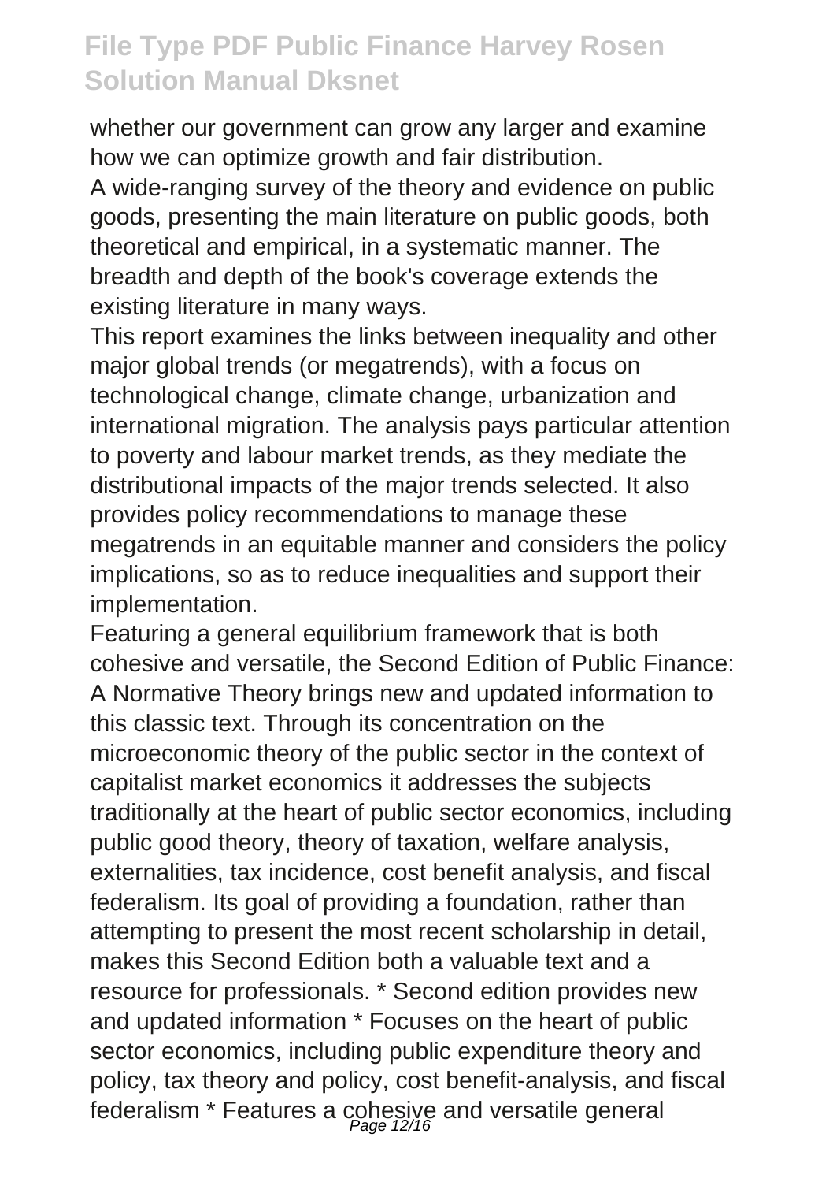whether our government can grow any larger and examine how we can optimize growth and fair distribution.

A wide-ranging survey of the theory and evidence on public goods, presenting the main literature on public goods, both theoretical and empirical, in a systematic manner. The breadth and depth of the book's coverage extends the existing literature in many ways.

This report examines the links between inequality and other major global trends (or megatrends), with a focus on technological change, climate change, urbanization and international migration. The analysis pays particular attention to poverty and labour market trends, as they mediate the distributional impacts of the major trends selected. It also provides policy recommendations to manage these megatrends in an equitable manner and considers the policy implications, so as to reduce inequalities and support their implementation.

Featuring a general equilibrium framework that is both cohesive and versatile, the Second Edition of Public Finance: A Normative Theory brings new and updated information to this classic text. Through its concentration on the microeconomic theory of the public sector in the context of capitalist market economics it addresses the subjects traditionally at the heart of public sector economics, including public good theory, theory of taxation, welfare analysis, externalities, tax incidence, cost benefit analysis, and fiscal federalism. Its goal of providing a foundation, rather than attempting to present the most recent scholarship in detail, makes this Second Edition both a valuable text and a resource for professionals. * Second edition provides new and updated information * Focuses on the heart of public sector economics, including public expenditure theory and policy, tax theory and policy, cost benefit-analysis, and fiscal federalism * Features a cohesive and versatile general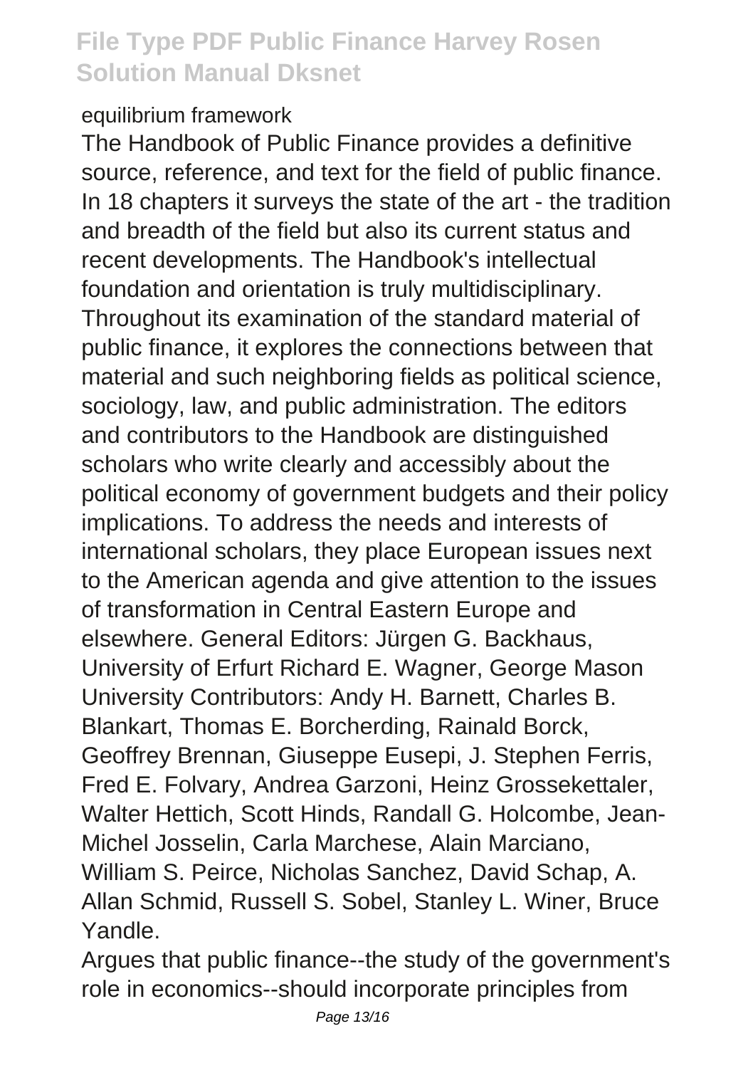equilibrium framework

The Handbook of Public Finance provides a definitive source, reference, and text for the field of public finance. In 18 chapters it surveys the state of the art - the tradition and breadth of the field but also its current status and recent developments. The Handbook's intellectual foundation and orientation is truly multidisciplinary. Throughout its examination of the standard material of public finance, it explores the connections between that material and such neighboring fields as political science, sociology, law, and public administration. The editors and contributors to the Handbook are distinguished scholars who write clearly and accessibly about the political economy of government budgets and their policy implications. To address the needs and interests of international scholars, they place European issues next to the American agenda and give attention to the issues of transformation in Central Eastern Europe and elsewhere. General Editors: Jürgen G. Backhaus, University of Erfurt Richard E. Wagner, George Mason University Contributors: Andy H. Barnett, Charles B. Blankart, Thomas E. Borcherding, Rainald Borck, Geoffrey Brennan, Giuseppe Eusepi, J. Stephen Ferris, Fred E. Folvary, Andrea Garzoni, Heinz Grossekettaler, Walter Hettich, Scott Hinds, Randall G. Holcombe, Jean-Michel Josselin, Carla Marchese, Alain Marciano, William S. Peirce, Nicholas Sanchez, David Schap, A. Allan Schmid, Russell S. Sobel, Stanley L. Winer, Bruce Yandle.

Argues that public finance--the study of the government's role in economics--should incorporate principles from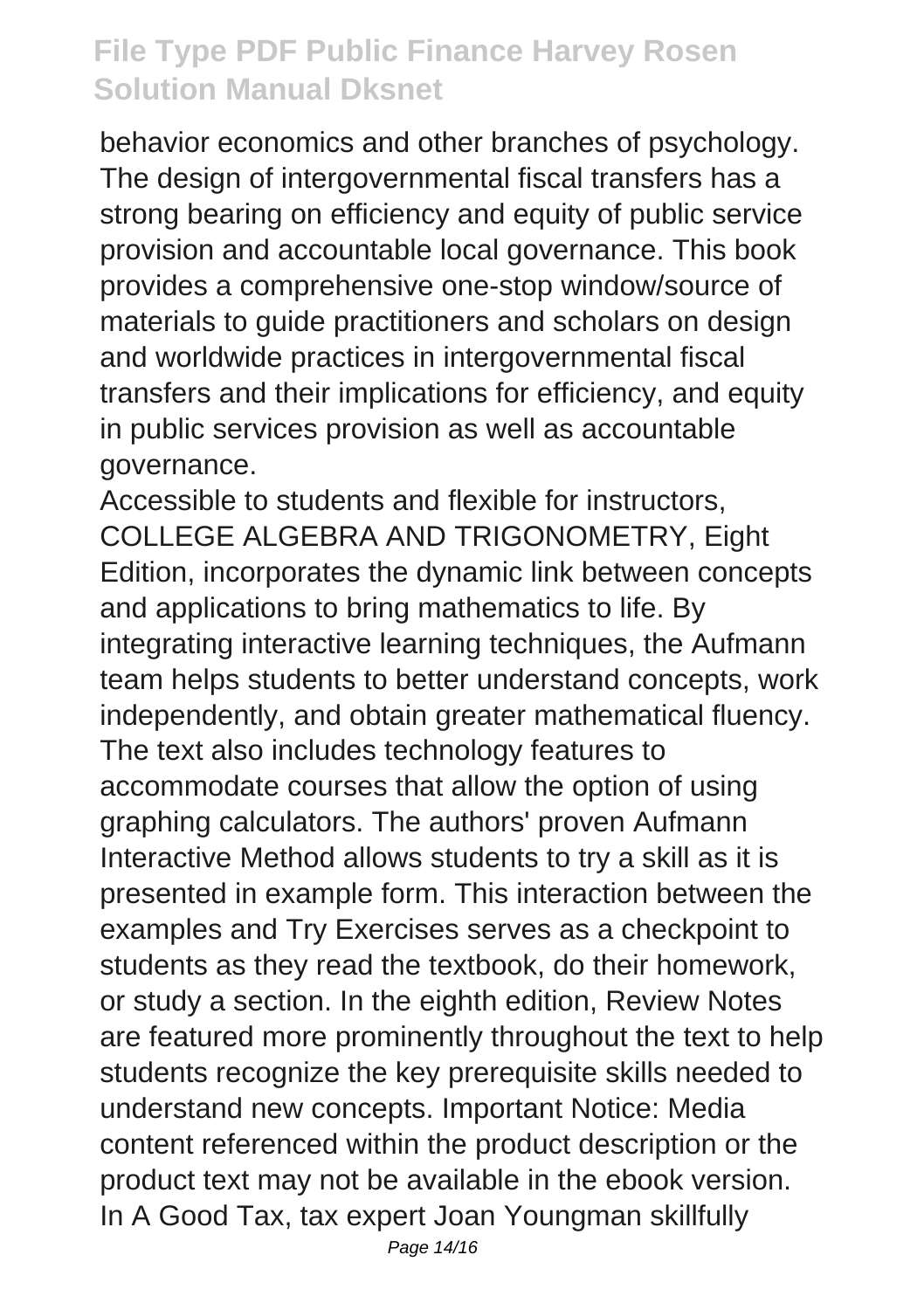behavior economics and other branches of psychology. The design of intergovernmental fiscal transfers has a strong bearing on efficiency and equity of public service provision and accountable local governance. This book provides a comprehensive one-stop window/source of materials to guide practitioners and scholars on design and worldwide practices in intergovernmental fiscal transfers and their implications for efficiency, and equity in public services provision as well as accountable governance.

Accessible to students and flexible for instructors, COLLEGE ALGEBRA AND TRIGONOMETRY, Eight Edition, incorporates the dynamic link between concepts and applications to bring mathematics to life. By integrating interactive learning techniques, the Aufmann team helps students to better understand concepts, work independently, and obtain greater mathematical fluency. The text also includes technology features to accommodate courses that allow the option of using graphing calculators. The authors' proven Aufmann Interactive Method allows students to try a skill as it is presented in example form. This interaction between the examples and Try Exercises serves as a checkpoint to students as they read the textbook, do their homework, or study a section. In the eighth edition, Review Notes are featured more prominently throughout the text to help students recognize the key prerequisite skills needed to understand new concepts. Important Notice: Media content referenced within the product description or the product text may not be available in the ebook version.

In A Good Tax, tax expert Joan Youngman skillfully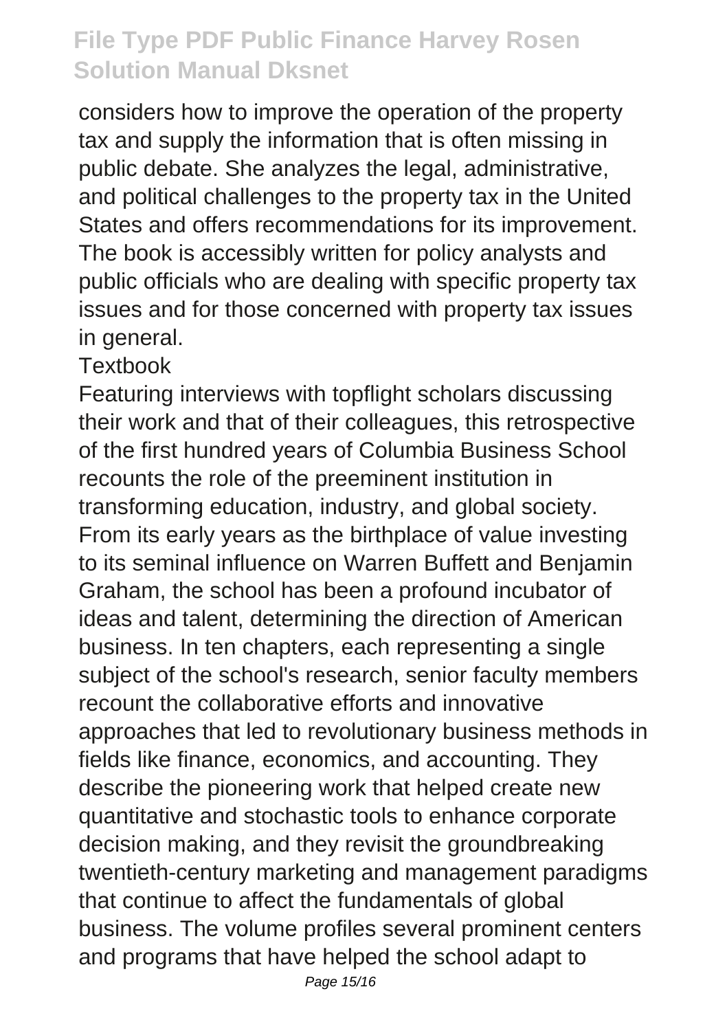considers how to improve the operation of the property tax and supply the information that is often missing in public debate. She analyzes the legal, administrative, and political challenges to the property tax in the United States and offers recommendations for its improvement. The book is accessibly written for policy analysts and public officials who are dealing with specific property tax issues and for those concerned with property tax issues in general.

Textbook

Featuring interviews with topflight scholars discussing their work and that of their colleagues, this retrospective of the first hundred years of Columbia Business School recounts the role of the preeminent institution in transforming education, industry, and global society. From its early years as the birthplace of value investing to its seminal influence on Warren Buffett and Benjamin Graham, the school has been a profound incubator of ideas and talent, determining the direction of American business. In ten chapters, each representing a single subject of the school's research, senior faculty members recount the collaborative efforts and innovative approaches that led to revolutionary business methods in fields like finance, economics, and accounting. They describe the pioneering work that helped create new quantitative and stochastic tools to enhance corporate decision making, and they revisit the groundbreaking twentieth-century marketing and management paradigms that continue to affect the fundamentals of global business. The volume profiles several prominent centers and programs that have helped the school adapt to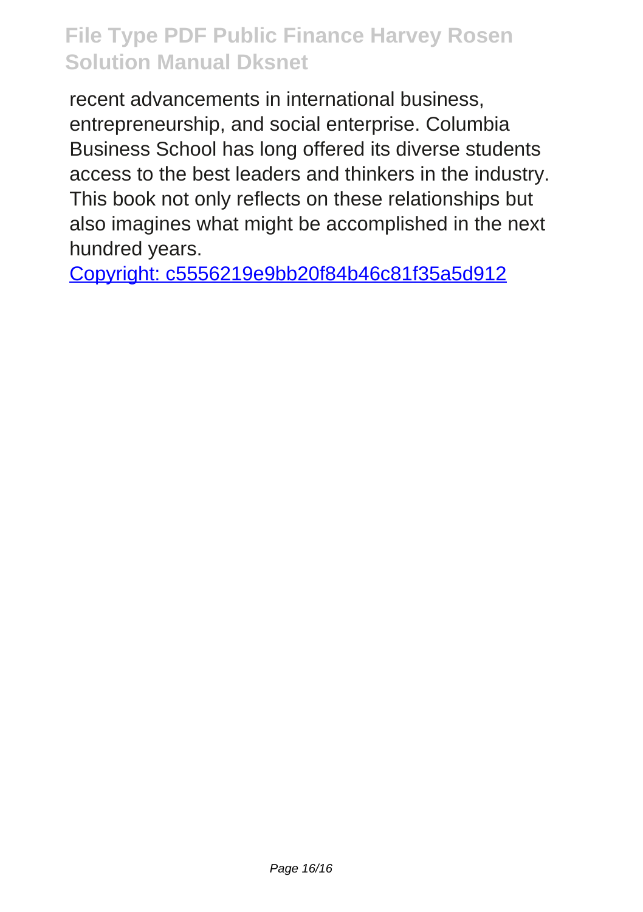recent advancements in international business, entrepreneurship, and social enterprise. Columbia Business School has long offered its diverse students access to the best leaders and thinkers in the industry. This book not only reflects on these relationships but also imagines what might be accomplished in the next hundred years.

Copyright: c5556219e9bb20f84b46c81f35a5d912